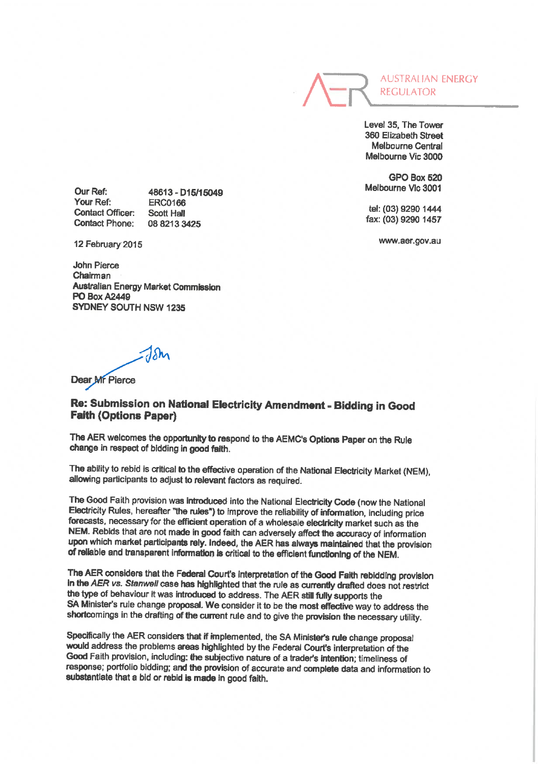AUSTRALIAN ENERGY REGULATOR

Level 35, The Tower
360 Elizabeth Street
Melbourne Central
Melbourne Vic 3000

GPO Box 520
Melbourne Vic 3001

tel: (03) 9290 1444
fax: (03) 9290 1457

www.aer.gov.au

Our Ref: 48613 - D15/15049
Your Ref: ERC0166
Contact Officer: Scott Hall
Contact Phone: 08 8213 3425

12 February 2015

John Pierce
Chairman
Australian Energy Market Commission
PO Box A2449
SYDNEY SOUTH NSW 1235

Dear Mr Pierce

## Re: Submission on National Electricity Amendment - Bidding in Good Faith (Options Paper)

The AER welcomes the opportunity to respond to the AEMC's Options Paper on the Rule change in respect of bidding in good faith.

The ability to rebid is critical to the effective operation of the National Electricity Market (NEM), allowing participants to adjust to relevant factors as required.

The Good Faith provision was introduced into the National Electricity Code (now the National Electricity Rules, hereafter "the rules") to improve the reliability of information, including price forecasts, necessary for the efficient operation of a wholesale electricity market such as the NEM. Rebids that are not made in good faith can adversely affect the accuracy of information upon which market participants rely. Indeed, the AER has always maintained that the provision of reliable and transparent information is critical to the efficient functioning of the NEM.

The AER considers that the Federal Court's interpretation of the Good Faith rebidding provision in the *AER vs. Stanwell* case has highlighted that the rule as currently drafted does not restrict the type of behaviour it was introduced to address. The AER still fully supports the SA Minister's rule change proposal. We consider it to be the most effective way to address the shortcomings in the drafting of the current rule and to give the provision the necessary utility.

Specifically the AER considers that if implemented, the SA Minister's rule change proposal would address the problems areas highlighted by the Federal Court's interpretation of the Good Faith provision, including: the subjective nature of a trader's intention; timeliness of response; portfolio bidding; and the provision of accurate and complete data and information to substantiate that a bid or rebid is made in good faith.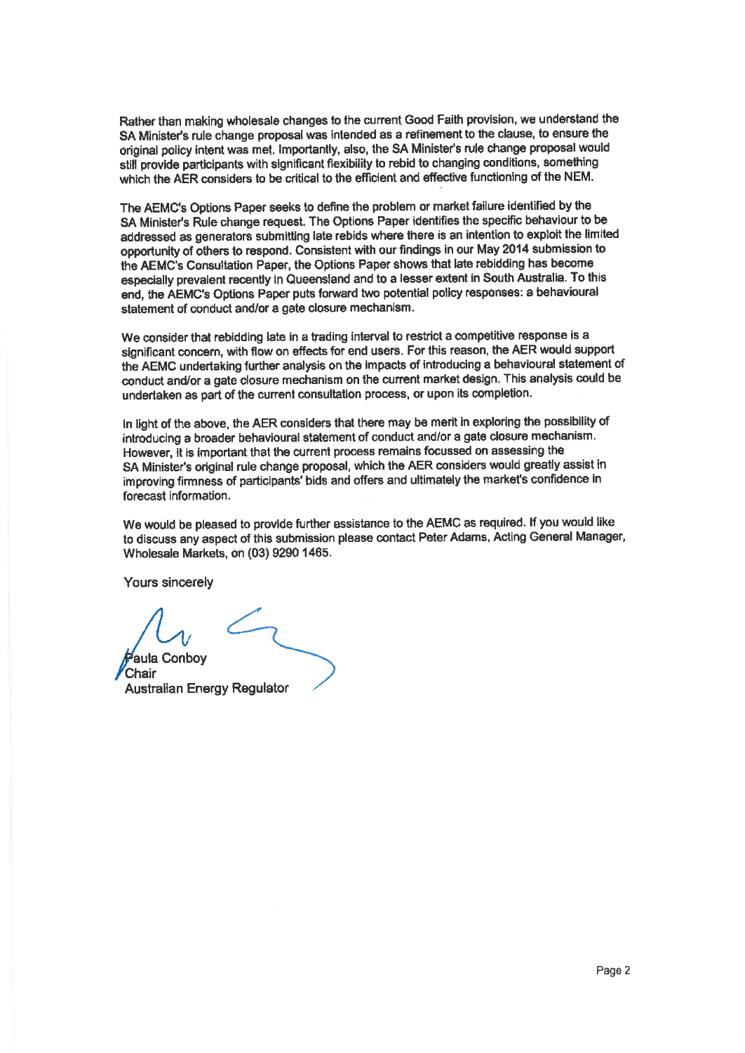Rather than making wholesale changes to the current Good Faith provision, we understand the SA Minister's rule change proposal was intended as a refinement to the clause, to ensure the original policy intent was met. Importantly, also, the SA Minister's rule change proposal would still provide participants with significant flexibility to rebid to changing conditions, something which the AER considers to be critical to the efficient and effective functioning of the NEM.

The AEMC's Options Paper seeks to define the problem or market failure identified by the SA Minister's Rule change request. The Options Paper identifies the specific behaviour to be addressed as generators submitting late rebids where there is an intention to exploit the limited opportunity of others to respond. Consistent with our findings in our May 2014 submission to the AEMC's Consultation Paper, the Options Paper shows that late rebidding has become especially prevalent recently in Queensland and to a lesser extent in South Australia. To this end, the AEMC's Options Paper puts forward two potential policy responses: a behavioural statement of conduct and/or a gate closure mechanism.

We consider that rebidding late in a trading interval to restrict a competitive response is a significant concern, with flow on effects for end users. For this reason, the AER would support the AEMC undertaking further analysis on the impacts of introducing a behavioural statement of conduct and/or a gate closure mechanism on the current market design. This analysis could be undertaken as part of the current consultation process, or upon its completion.

In light of the above, the AER considers that there may be merit in exploring the possibility of introducing a broader behavioural statement of conduct and/or a gate closure mechanism. However, it is important that the current process remains focussed on assessing the SA Minister's original rule change proposal, which the AER considers would greatly assist in improving firmness of participants' bids and offers and ultimately the market's confidence in forecast information.

We would be pleased to provide further assistance to the AEMC as required. If you would like to discuss any aspect of this submission please contact Peter Adams, Acting General Manager, Wholesale Markets, on (03) 9290 1465.

Yours sincerely

Paula Conboy
Chair
Australian Energy Regulator